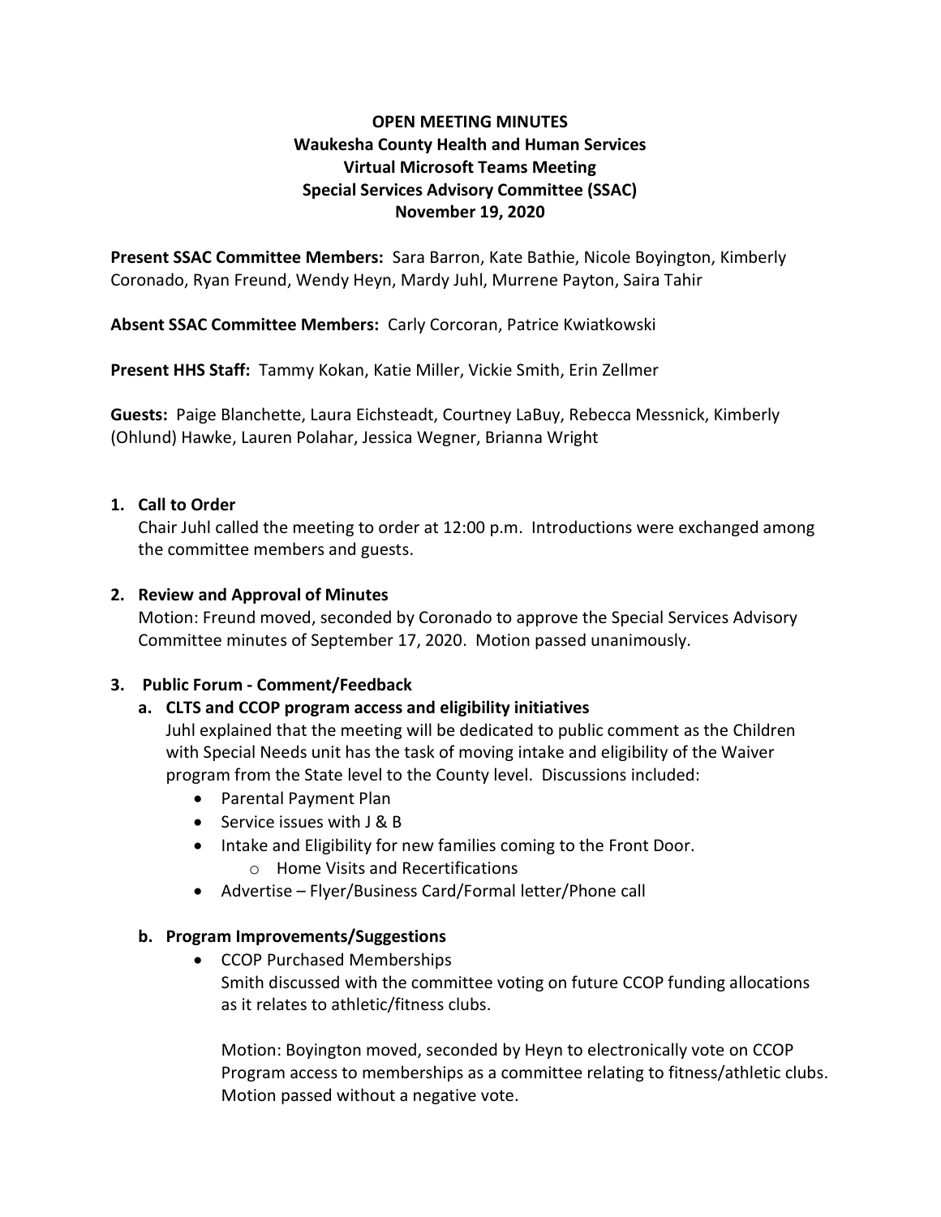# OPEN MEETING MINUTES
## Waukesha County Health and Human Services
## Virtual Microsoft Teams Meeting
## Special Services Advisory Committee (SSAC)
## November 19, 2020

**Present SSAC Committee Members:** Sara Barron, Kate Bathie, Nicole Boyington, Kimberly Coronado, Ryan Freund, Wendy Heyn, Mardy Juhl, Murrene Payton, Saira Tahir

**Absent SSAC Committee Members:** Carly Corcoran, Patrice Kwiatkowski

**Present HHS Staff:** Tammy Kokan, Katie Miller, Vickie Smith, Erin Zellmer

**Guests:** Paige Blanchette, Laura Eichsteadt, Courtney LaBuy, Rebecca Messnick, Kimberly (Ohlund) Hawke, Lauren Polahar, Jessica Wegner, Brianna Wright

1. **Call to Order**
   Chair Juhl called the meeting to order at 12:00 p.m. Introductions were exchanged among the committee members and guests.

2. **Review and Approval of Minutes**
   Motion: Freund moved, seconded by Coronado to approve the Special Services Advisory Committee minutes of September 17, 2020. Motion passed unanimously.

3. **Public Forum - Comment/Feedback**
   a. **CLTS and CCOP program access and eligibility initiatives**
      Juhl explained that the meeting will be dedicated to public comment as the Children with Special Needs unit has the task of moving intake and eligibility of the Waiver program from the State level to the County level. Discussions included:
      - Parental Payment Plan
      - Service issues with J & B
      - Intake and Eligibility for new families coming to the Front Door.
        - Home Visits and Recertifications
      - Advertise – Flyer/Business Card/Formal letter/Phone call

   b. **Program Improvements/Suggestions**
      - CCOP Purchased Memberships
        Smith discussed with the committee voting on future CCOP funding allocations as it relates to athletic/fitness clubs.

        Motion: Boyington moved, seconded by Heyn to electronically vote on CCOP Program access to memberships as a committee relating to fitness/athletic clubs. Motion passed without a negative vote.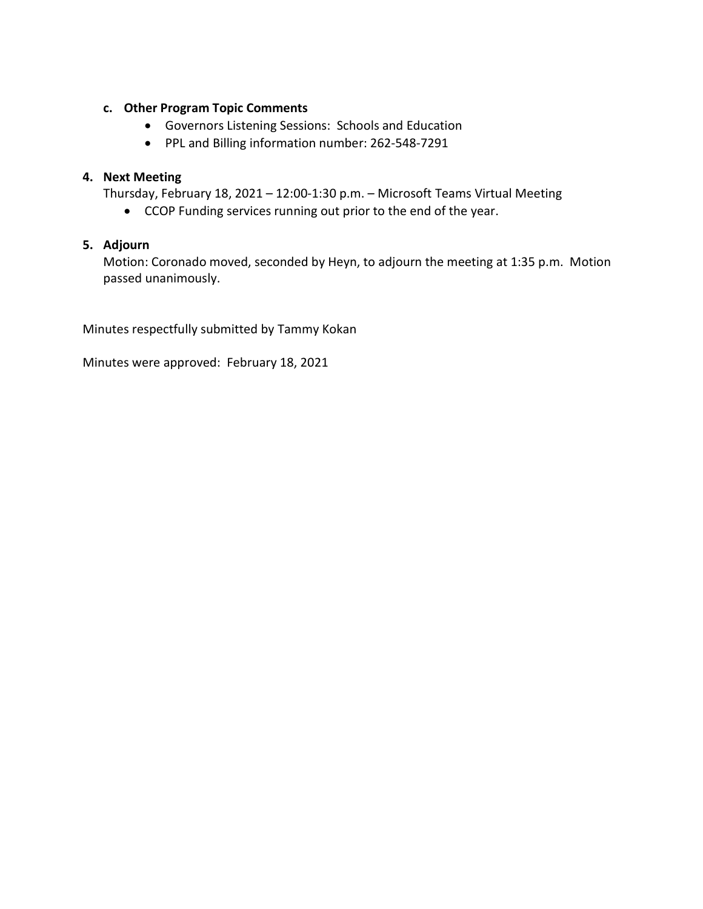**c. Other Program Topic Comments**

- Governors Listening Sessions: Schools and Education
- PPL and Billing information number: 262-548-7291

**4. Next Meeting**

Thursday, February 18, 2021 – 12:00-1:30 p.m. – Microsoft Teams Virtual Meeting

- CCOP Funding services running out prior to the end of the year.

**5. Adjourn**

Motion: Coronado moved, seconded by Heyn, to adjourn the meeting at 1:35 p.m. Motion passed unanimously.

Minutes respectfully submitted by Tammy Kokan

Minutes were approved: February 18, 2021